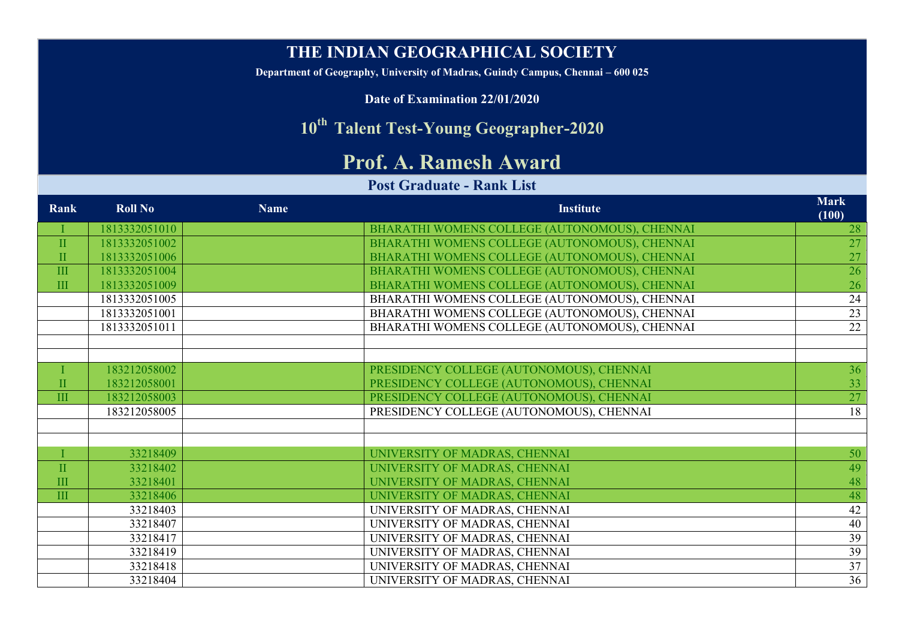# THE INDIAN GEOGRAPHICAL SOCIETY

**Department of Geography, University of Madras, Guindy Campus, Chennai – 600 025**

**Date of Examination 22/01/2020**

## 10th Talent Test-Young Geographer-2020

# Prof. A. Ramesh Award

### Post Graduate - Rank List

| Rank | Roll No | Name | Institute | Mark (100) |
|---|---|---|---|---|
| I | 1813332051010 | | BHARATHI WOMENS COLLEGE (AUTONOMOUS), CHENNAI | 28 |
| II | 1813332051002 | | BHARATHI WOMENS COLLEGE (AUTONOMOUS), CHENNAI | 27 |
| II | 1813332051006 | | BHARATHI WOMENS COLLEGE (AUTONOMOUS), CHENNAI | 27 |
| III | 1813332051004 | | BHARATHI WOMENS COLLEGE (AUTONOMOUS), CHENNAI | 26 |
| III | 1813332051009 | | BHARATHI WOMENS COLLEGE (AUTONOMOUS), CHENNAI | 26 |
| | 1813332051005 | | BHARATHI WOMENS COLLEGE (AUTONOMOUS), CHENNAI | 24 |
| | 1813332051001 | | BHARATHI WOMENS COLLEGE (AUTONOMOUS), CHENNAI | 23 |
| | 1813332051011 | | BHARATHI WOMENS COLLEGE (AUTONOMOUS), CHENNAI | 22 |
| | | | | |
| | | | | |
| I | 183212058002 | | PRESIDENCY COLLEGE (AUTONOMOUS), CHENNAI | 36 |
| II | 183212058001 | | PRESIDENCY COLLEGE (AUTONOMOUS), CHENNAI | 33 |
| III | 183212058003 | | PRESIDENCY COLLEGE (AUTONOMOUS), CHENNAI | 27 |
| | 183212058005 | | PRESIDENCY COLLEGE (AUTONOMOUS), CHENNAI | 18 |
| | | | | |
| | | | | |
| I | 33218409 | | UNIVERSITY OF MADRAS, CHENNAI | 50 |
| II | 33218402 | | UNIVERSITY OF MADRAS, CHENNAI | 49 |
| III | 33218401 | | UNIVERSITY OF MADRAS, CHENNAI | 48 |
| III | 33218406 | | UNIVERSITY OF MADRAS, CHENNAI | 48 |
| | 33218403 | | UNIVERSITY OF MADRAS, CHENNAI | 42 |
| | 33218407 | | UNIVERSITY OF MADRAS, CHENNAI | 40 |
| | 33218417 | | UNIVERSITY OF MADRAS, CHENNAI | 39 |
| | 33218419 | | UNIVERSITY OF MADRAS, CHENNAI | 39 |
| | 33218418 | | UNIVERSITY OF MADRAS, CHENNAI | 37 |
| | 33218404 | | UNIVERSITY OF MADRAS, CHENNAI | 36 |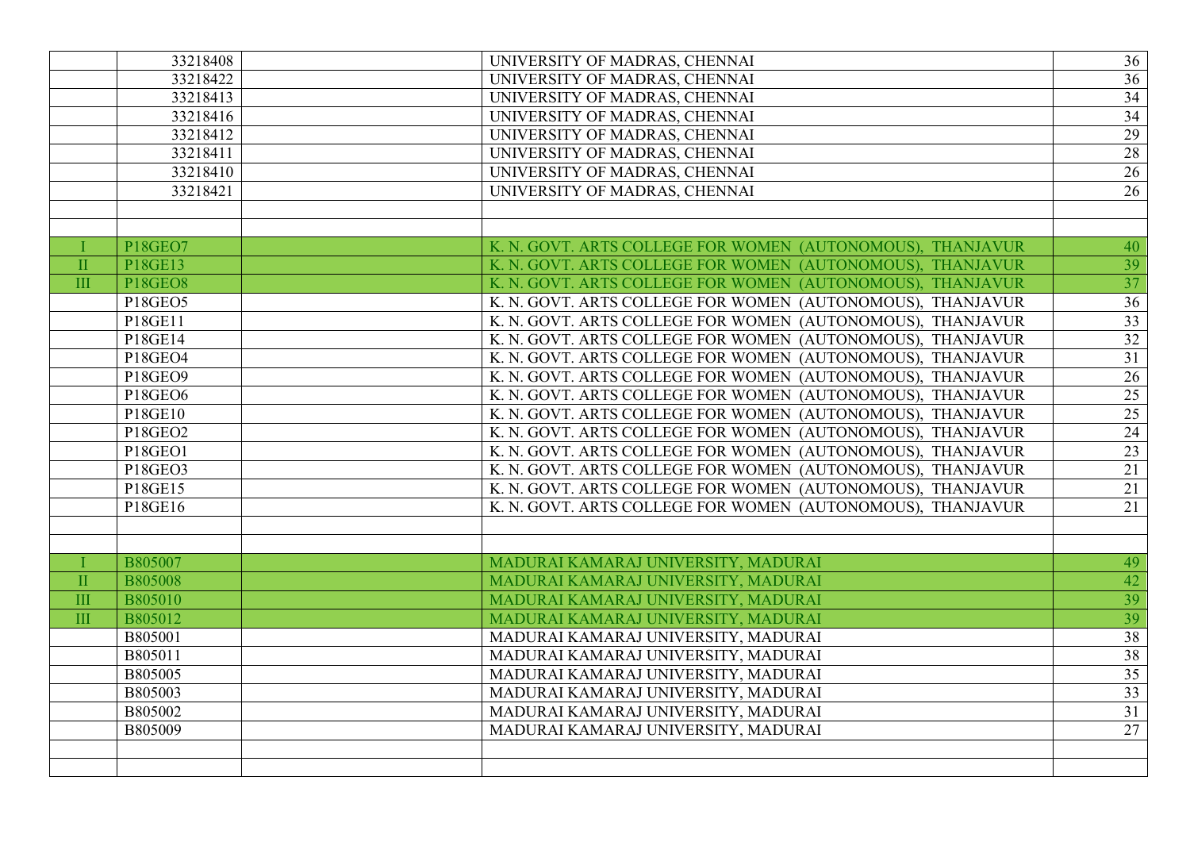| | | | | |
|---|---|---|---|---|
| | 33218408 | | UNIVERSITY OF MADRAS, CHENNAI | 36 |
| | 33218422 | | UNIVERSITY OF MADRAS, CHENNAI | 36 |
| | 33218413 | | UNIVERSITY OF MADRAS, CHENNAI | 34 |
| | 33218416 | | UNIVERSITY OF MADRAS, CHENNAI | 34 |
| | 33218412 | | UNIVERSITY OF MADRAS, CHENNAI | 29 |
| | 33218411 | | UNIVERSITY OF MADRAS, CHENNAI | 28 |
| | 33218410 | | UNIVERSITY OF MADRAS, CHENNAI | 26 |
| | 33218421 | | UNIVERSITY OF MADRAS, CHENNAI | 26 |
| | | | | |
| | | | | |
| I | P18GEO7 | | K. N. GOVT. ARTS COLLEGE FOR WOMEN (AUTONOMOUS), THANJAVUR | 40 |
| II | P18GE13 | | K. N. GOVT. ARTS COLLEGE FOR WOMEN (AUTONOMOUS), THANJAVUR | 39 |
| III | P18GEO8 | | K. N. GOVT. ARTS COLLEGE FOR WOMEN (AUTONOMOUS), THANJAVUR | 37 |
| | P18GEO5 | | K. N. GOVT. ARTS COLLEGE FOR WOMEN (AUTONOMOUS), THANJAVUR | 36 |
| | P18GE11 | | K. N. GOVT. ARTS COLLEGE FOR WOMEN (AUTONOMOUS), THANJAVUR | 33 |
| | P18GE14 | | K. N. GOVT. ARTS COLLEGE FOR WOMEN (AUTONOMOUS), THANJAVUR | 32 |
| | P18GEO4 | | K. N. GOVT. ARTS COLLEGE FOR WOMEN (AUTONOMOUS), THANJAVUR | 31 |
| | P18GEO9 | | K. N. GOVT. ARTS COLLEGE FOR WOMEN (AUTONOMOUS), THANJAVUR | 26 |
| | P18GEO6 | | K. N. GOVT. ARTS COLLEGE FOR WOMEN (AUTONOMOUS), THANJAVUR | 25 |
| | P18GE10 | | K. N. GOVT. ARTS COLLEGE FOR WOMEN (AUTONOMOUS), THANJAVUR | 25 |
| | P18GEO2 | | K. N. GOVT. ARTS COLLEGE FOR WOMEN (AUTONOMOUS), THANJAVUR | 24 |
| | P18GEO1 | | K. N. GOVT. ARTS COLLEGE FOR WOMEN (AUTONOMOUS), THANJAVUR | 23 |
| | P18GEO3 | | K. N. GOVT. ARTS COLLEGE FOR WOMEN (AUTONOMOUS), THANJAVUR | 21 |
| | P18GE15 | | K. N. GOVT. ARTS COLLEGE FOR WOMEN (AUTONOMOUS), THANJAVUR | 21 |
| | P18GE16 | | K. N. GOVT. ARTS COLLEGE FOR WOMEN (AUTONOMOUS), THANJAVUR | 21 |
| | | | | |
| | | | | |
| I | B805007 | | MADURAI KAMARAJ UNIVERSITY, MADURAI | 49 |
| II | B805008 | | MADURAI KAMARAJ UNIVERSITY, MADURAI | 42 |
| III | B805010 | | MADURAI KAMARAJ UNIVERSITY, MADURAI | 39 |
| III | B805012 | | MADURAI KAMARAJ UNIVERSITY, MADURAI | 39 |
| | B805001 | | MADURAI KAMARAJ UNIVERSITY, MADURAI | 38 |
| | B805011 | | MADURAI KAMARAJ UNIVERSITY, MADURAI | 38 |
| | B805005 | | MADURAI KAMARAJ UNIVERSITY, MADURAI | 35 |
| | B805003 | | MADURAI KAMARAJ UNIVERSITY, MADURAI | 33 |
| | B805002 | | MADURAI KAMARAJ UNIVERSITY, MADURAI | 31 |
| | B805009 | | MADURAI KAMARAJ UNIVERSITY, MADURAI | 27 |
| | | | | |
| | | | | |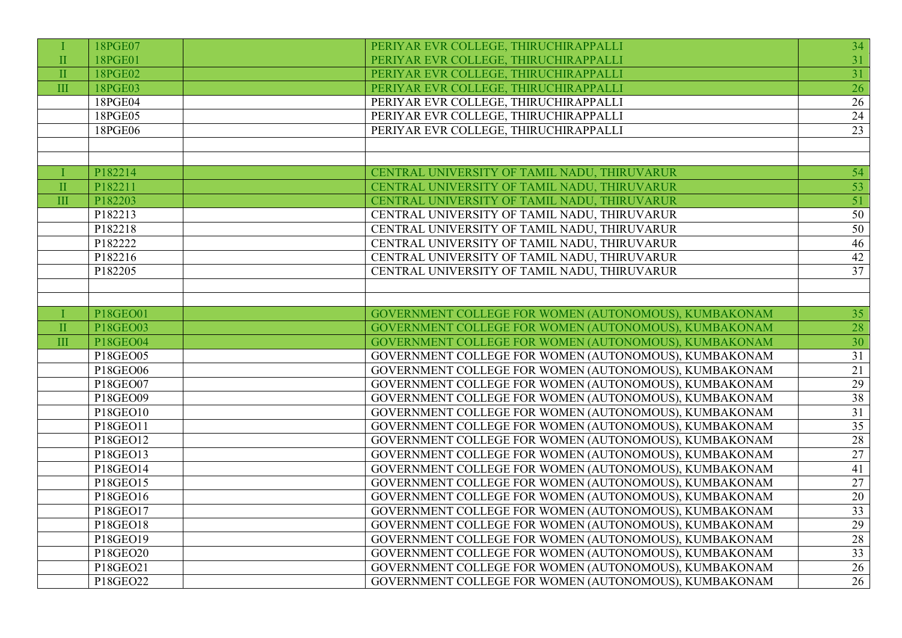| | | | | |
|---|---|---|---|---|
| I | 18PGE07 | | PERIYAR EVR COLLEGE, THIRUCHIRAPPALLI | 34 |
| II | 18PGE01 | | PERIYAR EVR COLLEGE, THIRUCHIRAPPALLI | 31 |
| II | 18PGE02 | | PERIYAR EVR COLLEGE, THIRUCHIRAPPALLI | 31 |
| III | 18PGE03 | | PERIYAR EVR COLLEGE, THIRUCHIRAPPALLI | 26 |
| | 18PGE04 | | PERIYAR EVR COLLEGE, THIRUCHIRAPPALLI | 26 |
| | 18PGE05 | | PERIYAR EVR COLLEGE, THIRUCHIRAPPALLI | 24 |
| | 18PGE06 | | PERIYAR EVR COLLEGE, THIRUCHIRAPPALLI | 23 |
| | | | | |
| | | | | |
| I | P182214 | | CENTRAL UNIVERSITY OF TAMIL NADU, THIRUVARUR | 54 |
| II | P182211 | | CENTRAL UNIVERSITY OF TAMIL NADU, THIRUVARUR | 53 |
| III | P182203 | | CENTRAL UNIVERSITY OF TAMIL NADU, THIRUVARUR | 51 |
| | P182213 | | CENTRAL UNIVERSITY OF TAMIL NADU, THIRUVARUR | 50 |
| | P182218 | | CENTRAL UNIVERSITY OF TAMIL NADU, THIRUVARUR | 50 |
| | P182222 | | CENTRAL UNIVERSITY OF TAMIL NADU, THIRUVARUR | 46 |
| | P182216 | | CENTRAL UNIVERSITY OF TAMIL NADU, THIRUVARUR | 42 |
| | P182205 | | CENTRAL UNIVERSITY OF TAMIL NADU, THIRUVARUR | 37 |
| | | | | |
| | | | | |
| I | P18GEO01 | | GOVERNMENT COLLEGE FOR WOMEN (AUTONOMOUS), KUMBAKONAM | 35 |
| II | P18GEO03 | | GOVERNMENT COLLEGE FOR WOMEN (AUTONOMOUS), KUMBAKONAM | 28 |
| III | P18GEO04 | | GOVERNMENT COLLEGE FOR WOMEN (AUTONOMOUS), KUMBAKONAM | 30 |
| | P18GEO05 | | GOVERNMENT COLLEGE FOR WOMEN (AUTONOMOUS), KUMBAKONAM | 31 |
| | P18GEO06 | | GOVERNMENT COLLEGE FOR WOMEN (AUTONOMOUS), KUMBAKONAM | 21 |
| | P18GEO07 | | GOVERNMENT COLLEGE FOR WOMEN (AUTONOMOUS), KUMBAKONAM | 29 |
| | P18GEO09 | | GOVERNMENT COLLEGE FOR WOMEN (AUTONOMOUS), KUMBAKONAM | 38 |
| | P18GEO10 | | GOVERNMENT COLLEGE FOR WOMEN (AUTONOMOUS), KUMBAKONAM | 31 |
| | P18GEO11 | | GOVERNMENT COLLEGE FOR WOMEN (AUTONOMOUS), KUMBAKONAM | 35 |
| | P18GEO12 | | GOVERNMENT COLLEGE FOR WOMEN (AUTONOMOUS), KUMBAKONAM | 28 |
| | P18GEO13 | | GOVERNMENT COLLEGE FOR WOMEN (AUTONOMOUS), KUMBAKONAM | 27 |
| | P18GEO14 | | GOVERNMENT COLLEGE FOR WOMEN (AUTONOMOUS), KUMBAKONAM | 41 |
| | P18GEO15 | | GOVERNMENT COLLEGE FOR WOMEN (AUTONOMOUS), KUMBAKONAM | 27 |
| | P18GEO16 | | GOVERNMENT COLLEGE FOR WOMEN (AUTONOMOUS), KUMBAKONAM | 20 |
| | P18GEO17 | | GOVERNMENT COLLEGE FOR WOMEN (AUTONOMOUS), KUMBAKONAM | 33 |
| | P18GEO18 | | GOVERNMENT COLLEGE FOR WOMEN (AUTONOMOUS), KUMBAKONAM | 29 |
| | P18GEO19 | | GOVERNMENT COLLEGE FOR WOMEN (AUTONOMOUS), KUMBAKONAM | 28 |
| | P18GEO20 | | GOVERNMENT COLLEGE FOR WOMEN (AUTONOMOUS), KUMBAKONAM | 33 |
| | P18GEO21 | | GOVERNMENT COLLEGE FOR WOMEN (AUTONOMOUS), KUMBAKONAM | 26 |
| | P18GEO22 | | GOVERNMENT COLLEGE FOR WOMEN (AUTONOMOUS), KUMBAKONAM | 26 |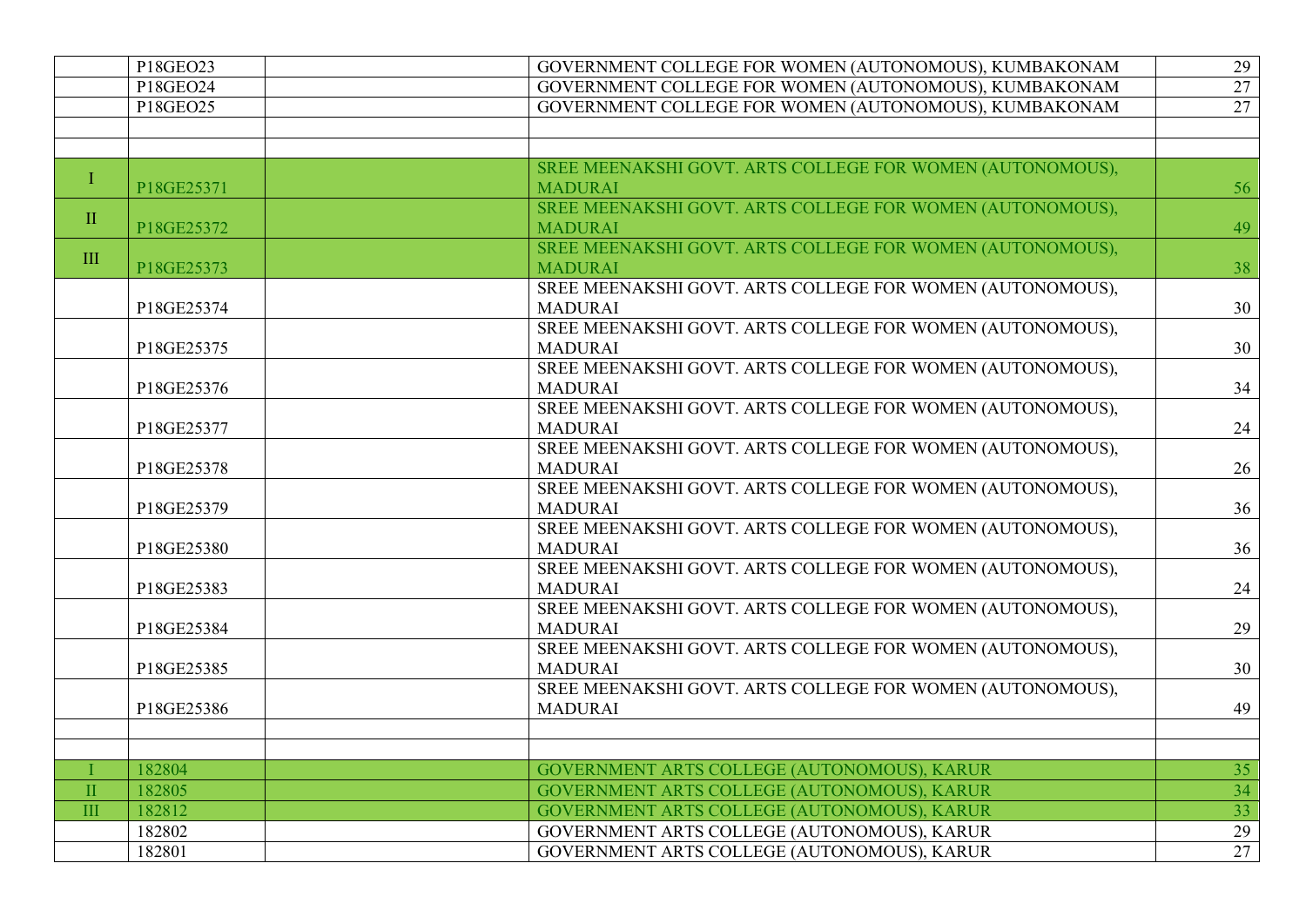| | | | | |
|---|---|---|---|---|
| | P18GEO23 | | GOVERNMENT COLLEGE FOR WOMEN (AUTONOMOUS), KUMBAKONAM | 29 |
| | P18GEO24 | | GOVERNMENT COLLEGE FOR WOMEN (AUTONOMOUS), KUMBAKONAM | 27 |
| | P18GEO25 | | GOVERNMENT COLLEGE FOR WOMEN (AUTONOMOUS), KUMBAKONAM | 27 |
| | | | | |
| | | | | |
| I | P18GE25371 | | SREE MEENAKSHI GOVT. ARTS COLLEGE FOR WOMEN (AUTONOMOUS), MADURAI | 56 |
| II | P18GE25372 | | SREE MEENAKSHI GOVT. ARTS COLLEGE FOR WOMEN (AUTONOMOUS), MADURAI | 49 |
| III | P18GE25373 | | SREE MEENAKSHI GOVT. ARTS COLLEGE FOR WOMEN (AUTONOMOUS), MADURAI | 38 |
| | P18GE25374 | | SREE MEENAKSHI GOVT. ARTS COLLEGE FOR WOMEN (AUTONOMOUS), MADURAI | 30 |
| | P18GE25375 | | SREE MEENAKSHI GOVT. ARTS COLLEGE FOR WOMEN (AUTONOMOUS), MADURAI | 30 |
| | P18GE25376 | | SREE MEENAKSHI GOVT. ARTS COLLEGE FOR WOMEN (AUTONOMOUS), MADURAI | 34 |
| | P18GE25377 | | SREE MEENAKSHI GOVT. ARTS COLLEGE FOR WOMEN (AUTONOMOUS), MADURAI | 24 |
| | P18GE25378 | | SREE MEENAKSHI GOVT. ARTS COLLEGE FOR WOMEN (AUTONOMOUS), MADURAI | 26 |
| | P18GE25379 | | SREE MEENAKSHI GOVT. ARTS COLLEGE FOR WOMEN (AUTONOMOUS), MADURAI | 36 |
| | P18GE25380 | | SREE MEENAKSHI GOVT. ARTS COLLEGE FOR WOMEN (AUTONOMOUS), MADURAI | 36 |
| | P18GE25383 | | SREE MEENAKSHI GOVT. ARTS COLLEGE FOR WOMEN (AUTONOMOUS), MADURAI | 24 |
| | P18GE25384 | | SREE MEENAKSHI GOVT. ARTS COLLEGE FOR WOMEN (AUTONOMOUS), MADURAI | 29 |
| | P18GE25385 | | SREE MEENAKSHI GOVT. ARTS COLLEGE FOR WOMEN (AUTONOMOUS), MADURAI | 30 |
| | P18GE25386 | | SREE MEENAKSHI GOVT. ARTS COLLEGE FOR WOMEN (AUTONOMOUS), MADURAI | 49 |
| | | | | |
| | | | | |
| I | 182804 | | GOVERNMENT ARTS COLLEGE (AUTONOMOUS), KARUR | 35 |
| II | 182805 | | GOVERNMENT ARTS COLLEGE (AUTONOMOUS), KARUR | 34 |
| III | 182812 | | GOVERNMENT ARTS COLLEGE (AUTONOMOUS), KARUR | 33 |
| | 182802 | | GOVERNMENT ARTS COLLEGE (AUTONOMOUS), KARUR | 29 |
| | 182801 | | GOVERNMENT ARTS COLLEGE (AUTONOMOUS), KARUR | 27 |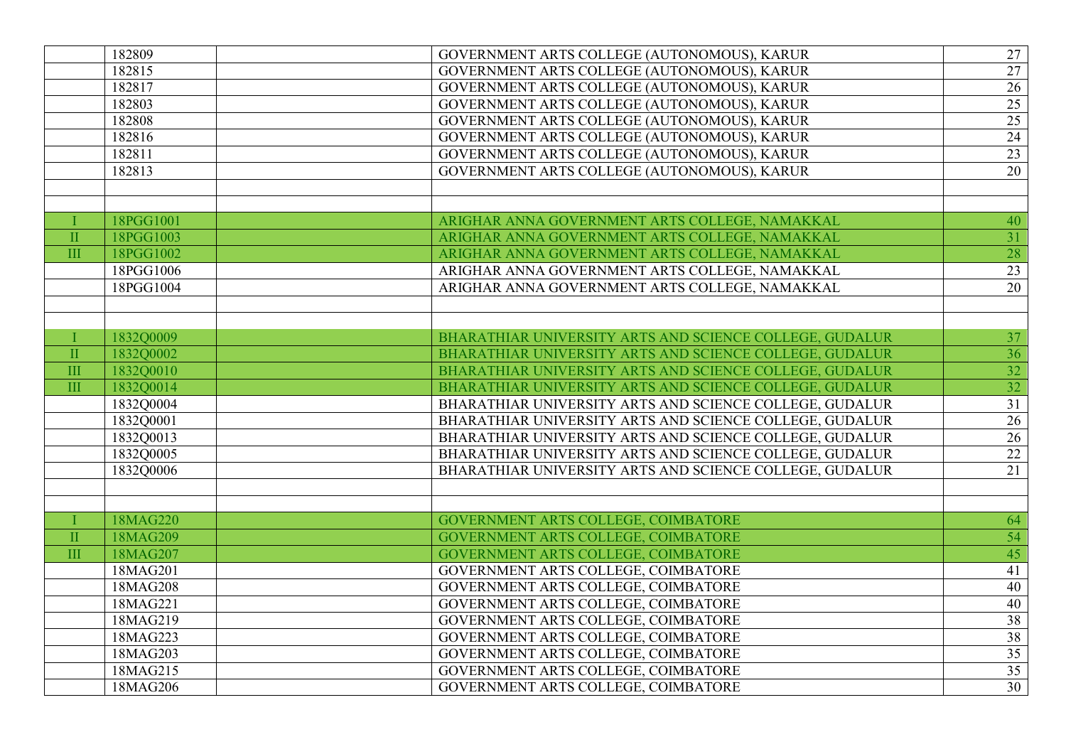| | | | | |
|---|---|---|---|---|
| | 182809 | | GOVERNMENT ARTS COLLEGE (AUTONOMOUS), KARUR | 27 |
| | 182815 | | GOVERNMENT ARTS COLLEGE (AUTONOMOUS), KARUR | 27 |
| | 182817 | | GOVERNMENT ARTS COLLEGE (AUTONOMOUS), KARUR | 26 |
| | 182803 | | GOVERNMENT ARTS COLLEGE (AUTONOMOUS), KARUR | 25 |
| | 182808 | | GOVERNMENT ARTS COLLEGE (AUTONOMOUS), KARUR | 25 |
| | 182816 | | GOVERNMENT ARTS COLLEGE (AUTONOMOUS), KARUR | 24 |
| | 182811 | | GOVERNMENT ARTS COLLEGE (AUTONOMOUS), KARUR | 23 |
| | 182813 | | GOVERNMENT ARTS COLLEGE (AUTONOMOUS), KARUR | 20 |
| | | | | |
| | | | | |
| I | 18PGG1001 | | ARIGHAR ANNA GOVERNMENT ARTS COLLEGE, NAMAKKAL | 40 |
| II | 18PGG1003 | | ARIGHAR ANNA GOVERNMENT ARTS COLLEGE, NAMAKKAL | 31 |
| III | 18PGG1002 | | ARIGHAR ANNA GOVERNMENT ARTS COLLEGE, NAMAKKAL | 28 |
| | 18PGG1006 | | ARIGHAR ANNA GOVERNMENT ARTS COLLEGE, NAMAKKAL | 23 |
| | 18PGG1004 | | ARIGHAR ANNA GOVERNMENT ARTS COLLEGE, NAMAKKAL | 20 |
| | | | | |
| | | | | |
| I | 1832Q0009 | | BHARATHIAR UNIVERSITY ARTS AND SCIENCE COLLEGE, GUDALUR | 37 |
| II | 1832Q0002 | | BHARATHIAR UNIVERSITY ARTS AND SCIENCE COLLEGE, GUDALUR | 36 |
| III | 1832Q0010 | | BHARATHIAR UNIVERSITY ARTS AND SCIENCE COLLEGE, GUDALUR | 32 |
| III | 1832Q0014 | | BHARATHIAR UNIVERSITY ARTS AND SCIENCE COLLEGE, GUDALUR | 32 |
| | 1832Q0004 | | BHARATHIAR UNIVERSITY ARTS AND SCIENCE COLLEGE, GUDALUR | 31 |
| | 1832Q0001 | | BHARATHIAR UNIVERSITY ARTS AND SCIENCE COLLEGE, GUDALUR | 26 |
| | 1832Q0013 | | BHARATHIAR UNIVERSITY ARTS AND SCIENCE COLLEGE, GUDALUR | 26 |
| | 1832Q0005 | | BHARATHIAR UNIVERSITY ARTS AND SCIENCE COLLEGE, GUDALUR | 22 |
| | 1832Q0006 | | BHARATHIAR UNIVERSITY ARTS AND SCIENCE COLLEGE, GUDALUR | 21 |
| | | | | |
| | | | | |
| I | 18MAG220 | | GOVERNMENT ARTS COLLEGE, COIMBATORE | 64 |
| II | 18MAG209 | | GOVERNMENT ARTS COLLEGE, COIMBATORE | 54 |
| III | 18MAG207 | | GOVERNMENT ARTS COLLEGE, COIMBATORE | 45 |
| | 18MAG201 | | GOVERNMENT ARTS COLLEGE, COIMBATORE | 41 |
| | 18MAG208 | | GOVERNMENT ARTS COLLEGE, COIMBATORE | 40 |
| | 18MAG221 | | GOVERNMENT ARTS COLLEGE, COIMBATORE | 40 |
| | 18MAG219 | | GOVERNMENT ARTS COLLEGE, COIMBATORE | 38 |
| | 18MAG223 | | GOVERNMENT ARTS COLLEGE, COIMBATORE | 38 |
| | 18MAG203 | | GOVERNMENT ARTS COLLEGE, COIMBATORE | 35 |
| | 18MAG215 | | GOVERNMENT ARTS COLLEGE, COIMBATORE | 35 |
| | 18MAG206 | | GOVERNMENT ARTS COLLEGE, COIMBATORE | 30 |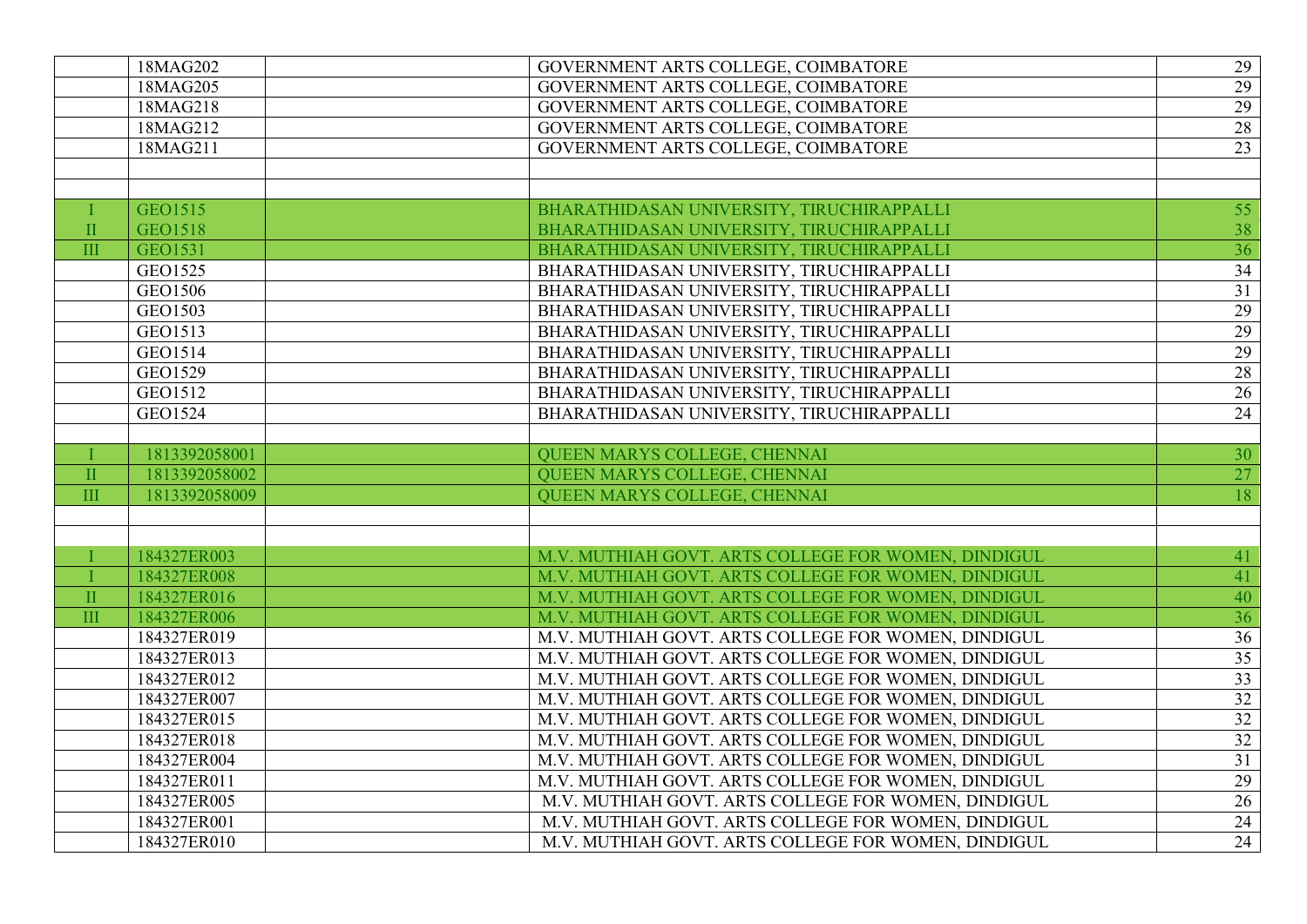| | | | | |
|---|---|---|---|---|
| | 18MAG202 | | GOVERNMENT ARTS COLLEGE, COIMBATORE | 29 |
| | 18MAG205 | | GOVERNMENT ARTS COLLEGE, COIMBATORE | 29 |
| | 18MAG218 | | GOVERNMENT ARTS COLLEGE, COIMBATORE | 29 |
| | 18MAG212 | | GOVERNMENT ARTS COLLEGE, COIMBATORE | 28 |
| | 18MAG211 | | GOVERNMENT ARTS COLLEGE, COIMBATORE | 23 |
| | | | | |
| | | | | |
| I | GEO1515 | | BHARATHIDASAN UNIVERSITY, TIRUCHIRAPPALLI | 55 |
| II | GEO1518 | | BHARATHIDASAN UNIVERSITY, TIRUCHIRAPPALLI | 38 |
| III | GEO1531 | | BHARATHIDASAN UNIVERSITY, TIRUCHIRAPPALLI | 36 |
| | GEO1525 | | BHARATHIDASAN UNIVERSITY, TIRUCHIRAPPALLI | 34 |
| | GEO1506 | | BHARATHIDASAN UNIVERSITY, TIRUCHIRAPPALLI | 31 |
| | GEO1503 | | BHARATHIDASAN UNIVERSITY, TIRUCHIRAPPALLI | 29 |
| | GEO1513 | | BHARATHIDASAN UNIVERSITY, TIRUCHIRAPPALLI | 29 |
| | GEO1514 | | BHARATHIDASAN UNIVERSITY, TIRUCHIRAPPALLI | 29 |
| | GEO1529 | | BHARATHIDASAN UNIVERSITY, TIRUCHIRAPPALLI | 28 |
| | GEO1512 | | BHARATHIDASAN UNIVERSITY, TIRUCHIRAPPALLI | 26 |
| | GEO1524 | | BHARATHIDASAN UNIVERSITY, TIRUCHIRAPPALLI | 24 |
| | | | | |
| I | 1813392058001 | | QUEEN MARYS COLLEGE, CHENNAI | 30 |
| II | 1813392058002 | | QUEEN MARYS COLLEGE, CHENNAI | 27 |
| III | 1813392058009 | | QUEEN MARYS COLLEGE, CHENNAI | 18 |
| | | | | |
| | | | | |
| I | 184327ER003 | | M.V. MUTHIAH GOVT. ARTS COLLEGE FOR WOMEN, DINDIGUL | 41 |
| I | 184327ER008 | | M.V. MUTHIAH GOVT. ARTS COLLEGE FOR WOMEN, DINDIGUL | 41 |
| II | 184327ER016 | | M.V. MUTHIAH GOVT. ARTS COLLEGE FOR WOMEN, DINDIGUL | 40 |
| III | 184327ER006 | | M.V. MUTHIAH GOVT. ARTS COLLEGE FOR WOMEN, DINDIGUL | 36 |
| | 184327ER019 | | M.V. MUTHIAH GOVT. ARTS COLLEGE FOR WOMEN, DINDIGUL | 36 |
| | 184327ER013 | | M.V. MUTHIAH GOVT. ARTS COLLEGE FOR WOMEN, DINDIGUL | 35 |
| | 184327ER012 | | M.V. MUTHIAH GOVT. ARTS COLLEGE FOR WOMEN, DINDIGUL | 33 |
| | 184327ER007 | | M.V. MUTHIAH GOVT. ARTS COLLEGE FOR WOMEN, DINDIGUL | 32 |
| | 184327ER015 | | M.V. MUTHIAH GOVT. ARTS COLLEGE FOR WOMEN, DINDIGUL | 32 |
| | 184327ER018 | | M.V. MUTHIAH GOVT. ARTS COLLEGE FOR WOMEN, DINDIGUL | 32 |
| | 184327ER004 | | M.V. MUTHIAH GOVT. ARTS COLLEGE FOR WOMEN, DINDIGUL | 31 |
| | 184327ER011 | | M.V. MUTHIAH GOVT. ARTS COLLEGE FOR WOMEN, DINDIGUL | 29 |
| | 184327ER005 | | M.V. MUTHIAH GOVT. ARTS COLLEGE FOR WOMEN, DINDIGUL | 26 |
| | 184327ER001 | | M.V. MUTHIAH GOVT. ARTS COLLEGE FOR WOMEN, DINDIGUL | 24 |
| | 184327ER010 | | M.V. MUTHIAH GOVT. ARTS COLLEGE FOR WOMEN, DINDIGUL | 24 |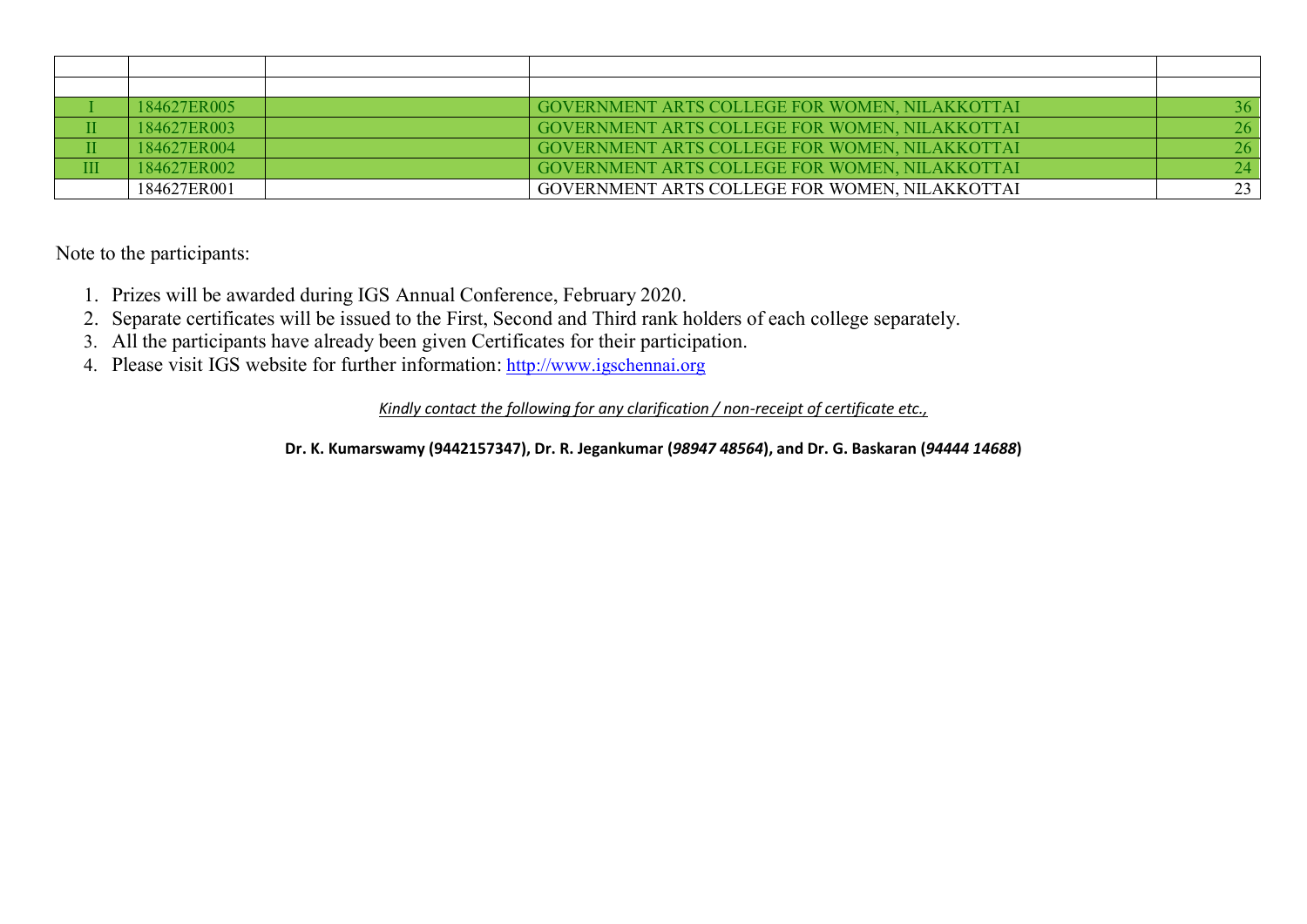| | | | | |
|---|---|---|---|---|
| | | | | |
| | | | | |
| I | 184627ER005 | | GOVERNMENT ARTS COLLEGE FOR WOMEN, NILAKKOTTAI | 36 |
| II | 184627ER003 | | GOVERNMENT ARTS COLLEGE FOR WOMEN, NILAKKOTTAI | 26 |
| II | 184627ER004 | | GOVERNMENT ARTS COLLEGE FOR WOMEN, NILAKKOTTAI | 26 |
| III | 184627ER002 | | GOVERNMENT ARTS COLLEGE FOR WOMEN, NILAKKOTTAI | 24 |
| | 184627ER001 | | GOVERNMENT ARTS COLLEGE FOR WOMEN, NILAKKOTTAI | 23 |

Note to the participants:

1. Prizes will be awarded during IGS Annual Conference, February 2020.
2. Separate certificates will be issued to the First, Second and Third rank holders of each college separately.
3. All the participants have already been given Certificates for their participation.
4. Please visit IGS website for further information: http://www.igschennai.org

*Kindly contact the following for any clarification / non-receipt of certificate etc.,*

**Dr. K. Kumarswamy (9442157347), Dr. R. Jegankumar (*98947 48564*), and Dr. G. Baskaran (*94444 14688*)**